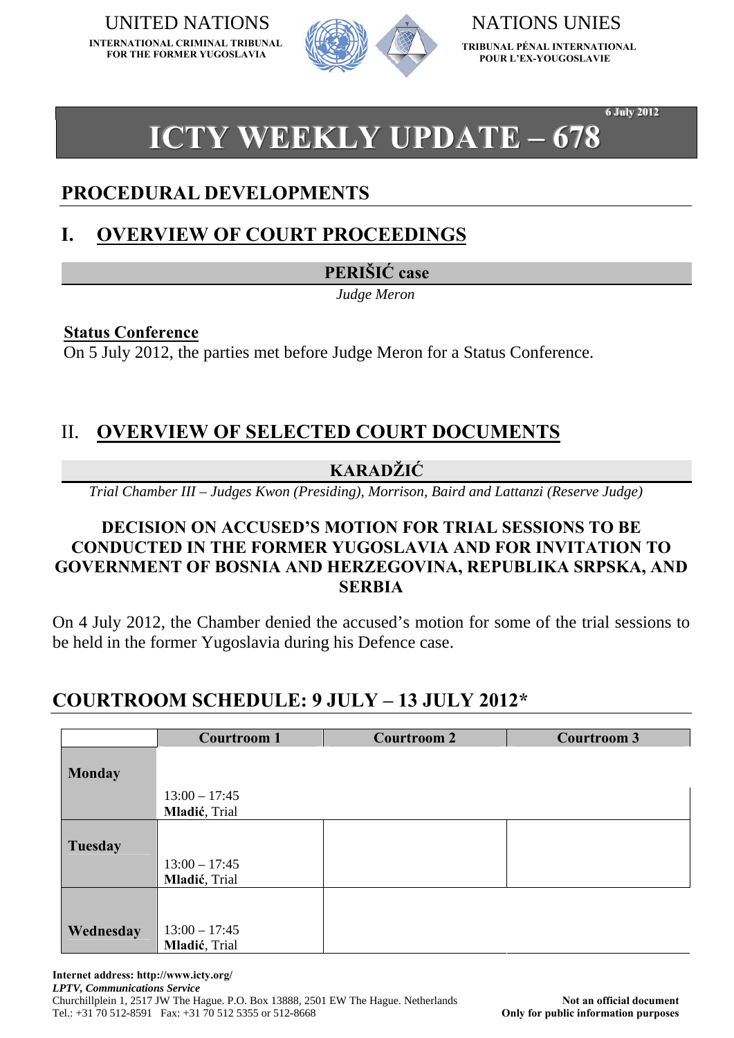UNITED NATIONS

INTERNATIONAL CRIMINAL TRIBUNAL FOR THE FORMER YUGOSLAVIA

NATIONS UNIES

TRIBUNAL PÉNAL INTERNATIONAL POUR L'EX-YOUGOSLAVIE

6 July 2012

# ICTY WEEKLY UPDATE – 678

## PROCEDURAL DEVELOPMENTS

## I. OVERVIEW OF COURT PROCEEDINGS

### PERIŠIĆ case

*Judge Meron*

**Status Conference**

On 5 July 2012, the parties met before Judge Meron for a Status Conference.

## II. OVERVIEW OF SELECTED COURT DOCUMENTS

### KARADŽIĆ

*Trial Chamber III – Judges Kwon (Presiding), Morrison, Baird and Lattanzi (Reserve Judge)*

**DECISION ON ACCUSED'S MOTION FOR TRIAL SESSIONS TO BE CONDUCTED IN THE FORMER YUGOSLAVIA AND FOR INVITATION TO GOVERNMENT OF BOSNIA AND HERZEGOVINA, REPUBLIKA SRPSKA, AND SERBIA**

On 4 July 2012, the Chamber denied the accused's motion for some of the trial sessions to be held in the former Yugoslavia during his Defence case.

## COURTROOM SCHEDULE: 9 JULY – 13 JULY 2012*

| | Courtroom 1 | Courtroom 2 | Courtroom 3 |
|---|---|---|---|
| **Monday** | 13:00 – 17:45 **Mladić**, Trial | | |
| **Tuesday** | 13:00 – 17:45 **Mladić**, Trial | | |
| **Wednesday** | 13:00 – 17:45 **Mladić**, Trial | | |

**Internet address: http://www.icty.org/**
***LPTV, Communications Service***
Churchillplein 1, 2517 JW The Hague. P.O. Box 13888, 2501 EW The Hague. Netherlands
Tel.: +31 70 512-8591 Fax: +31 70 512 5355 or 512-8668

**Not an official document**
**Only for public information purposes**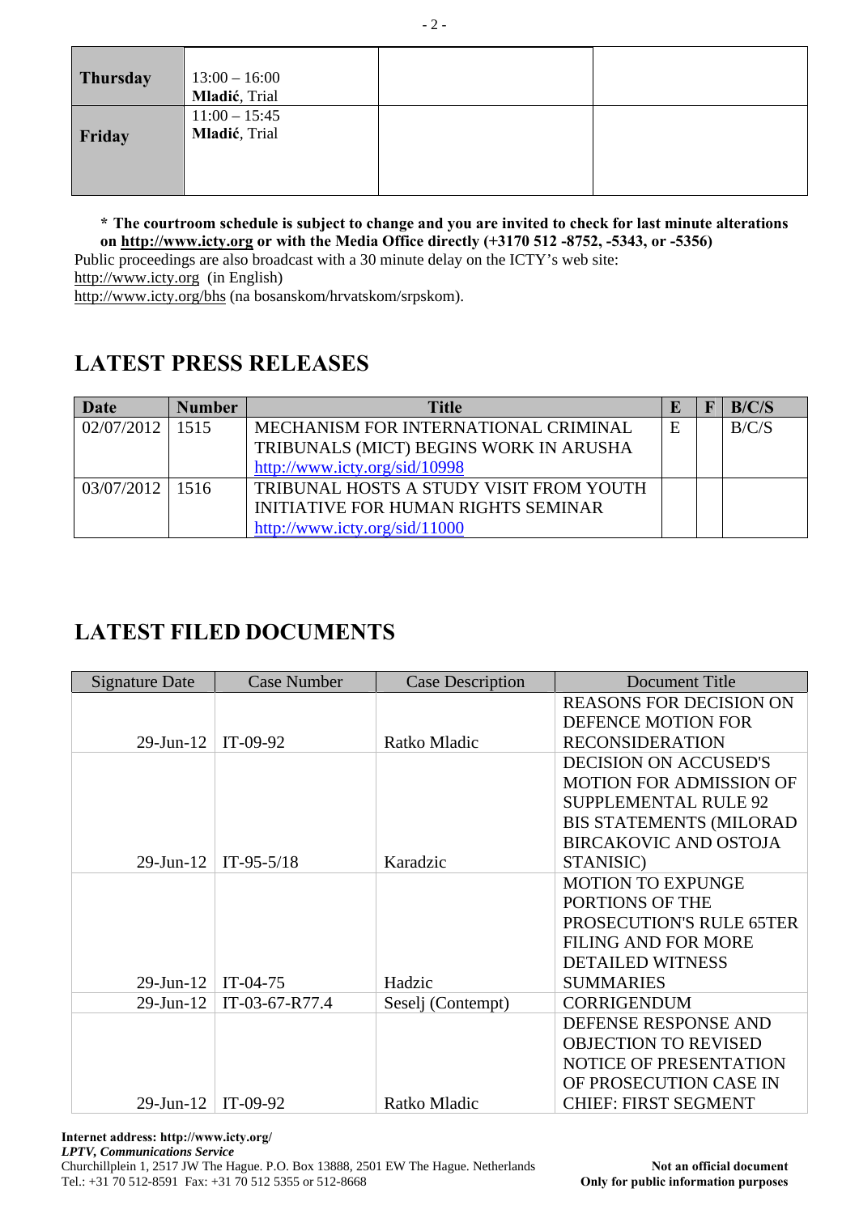| Thursday | 13:00 – 16:00 **Mladić**, Trial | | |
|---|---|---|---|
| Friday | 11:00 – 15:45 **Mladić**, Trial | | |

**\* The courtroom schedule is subject to change and you are invited to check for last minute alterations on http://www.icty.org or with the Media Office directly (+3170 512 -8752, -5343, or -5356)**

Public proceedings are also broadcast with a 30 minute delay on the ICTY's web site:
http://www.icty.org (in English)
http://www.icty.org/bhs (na bosanskom/hrvatskom/srpskom).

## LATEST PRESS RELEASES

| Date | Number | Title | E | F | B/C/S |
|---|---|---|---|---|---|
| 02/07/2012 | 1515 | MECHANISM FOR INTERNATIONAL CRIMINAL TRIBUNALS (MICT) BEGINS WORK IN ARUSHA http://www.icty.org/sid/10998 | E | | B/C/S |
| 03/07/2012 | 1516 | TRIBUNAL HOSTS A STUDY VISIT FROM YOUTH INITIATIVE FOR HUMAN RIGHTS SEMINAR http://www.icty.org/sid/11000 | | | |

## LATEST FILED DOCUMENTS

| Signature Date | Case Number | Case Description | Document Title |
|---|---|---|---|
| 29-Jun-12 | IT-09-92 | Ratko Mladic | REASONS FOR DECISION ON DEFENCE MOTION FOR RECONSIDERATION |
| 29-Jun-12 | IT-95-5/18 | Karadzic | DECISION ON ACCUSED'S MOTION FOR ADMISSION OF SUPPLEMENTAL RULE 92 BIS STATEMENTS (MILORAD BIRCAKOVIC AND OSTOJA STANISIC) |
| 29-Jun-12 | IT-04-75 | Hadzic | MOTION TO EXPUNGE PORTIONS OF THE PROSECUTION'S RULE 65TER FILING AND FOR MORE DETAILED WITNESS SUMMARIES |
| 29-Jun-12 | IT-03-67-R77.4 | Seselj (Contempt) | CORRIGENDUM |
| 29-Jun-12 | IT-09-92 | Ratko Mladic | DEFENSE RESPONSE AND OBJECTION TO REVISED NOTICE OF PRESENTATION OF PROSECUTION CASE IN CHIEF: FIRST SEGMENT |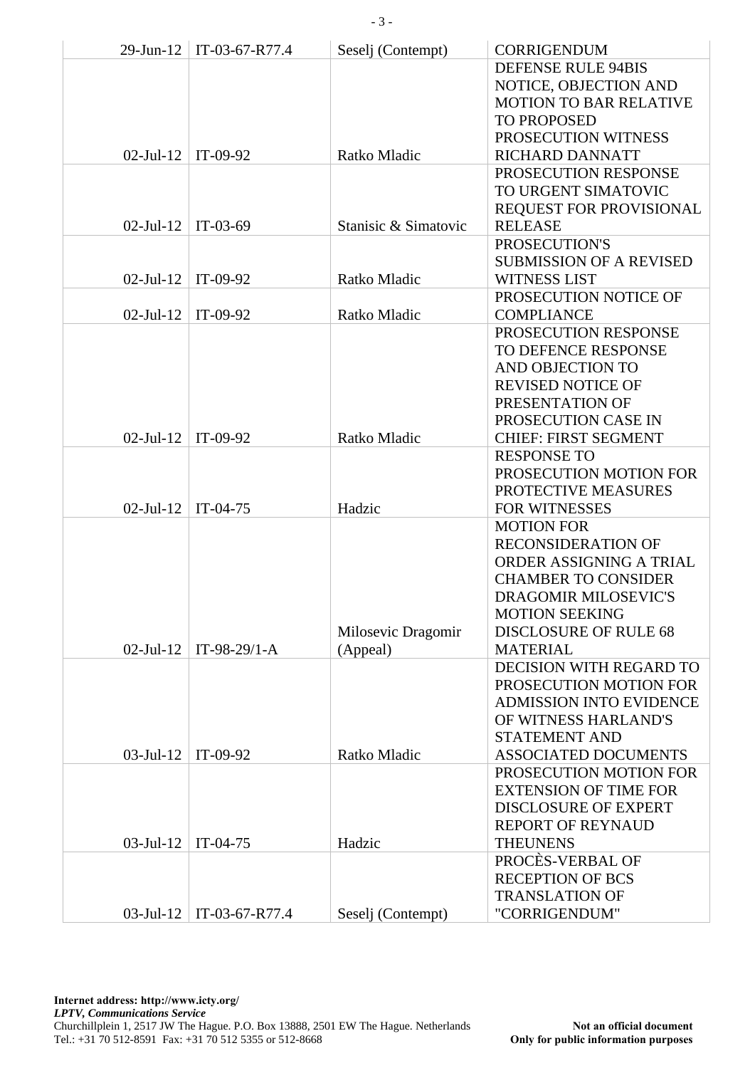| | | | |
|---|---|---|---|
| 29-Jun-12 | IT-03-67-R77.4 | Seselj (Contempt) | CORRIGENDUM |
| 02-Jul-12 | IT-09-92 | Ratko Mladic | DEFENSE RULE 94BIS NOTICE, OBJECTION AND MOTION TO BAR RELATIVE TO PROPOSED PROSECUTION WITNESS RICHARD DANNATT |
| 02-Jul-12 | IT-03-69 | Stanisic & Simatovic | PROSECUTION RESPONSE TO URGENT SIMATOVIC REQUEST FOR PROVISIONAL RELEASE |
| 02-Jul-12 | IT-09-92 | Ratko Mladic | PROSECUTION'S SUBMISSION OF A REVISED WITNESS LIST |
| 02-Jul-12 | IT-09-92 | Ratko Mladic | PROSECUTION NOTICE OF COMPLIANCE |
| 02-Jul-12 | IT-09-92 | Ratko Mladic | PROSECUTION RESPONSE TO DEFENCE RESPONSE AND OBJECTION TO REVISED NOTICE OF PRESENTATION OF PROSECUTION CASE IN CHIEF: FIRST SEGMENT |
| 02-Jul-12 | IT-04-75 | Hadzic | RESPONSE TO PROSECUTION MOTION FOR PROTECTIVE MEASURES FOR WITNESSES |
| 02-Jul-12 | IT-98-29/1-A | Milosevic Dragomir (Appeal) | MOTION FOR RECONSIDERATION OF ORDER ASSIGNING A TRIAL CHAMBER TO CONSIDER DRAGOMIR MILOSEVIC'S MOTION SEEKING DISCLOSURE OF RULE 68 MATERIAL |
| 03-Jul-12 | IT-09-92 | Ratko Mladic | DECISION WITH REGARD TO PROSECUTION MOTION FOR ADMISSION INTO EVIDENCE OF WITNESS HARLAND'S STATEMENT AND ASSOCIATED DOCUMENTS |
| 03-Jul-12 | IT-04-75 | Hadzic | PROSECUTION MOTION FOR EXTENSION OF TIME FOR DISCLOSURE OF EXPERT REPORT OF REYNAUD THEUNENS |
| 03-Jul-12 | IT-03-67-R77.4 | Seselj (Contempt) | PROCÈS-VERBAL OF RECEPTION OF BCS TRANSLATION OF "CORRIGENDUM" |

**Internet address: http://www.icty.org/**
***LPTV, Communications Service***
Churchillplein 1, 2517 JW The Hague. P.O. Box 13888, 2501 EW The Hague. Netherlands
Tel.: +31 70 512-8591 Fax: +31 70 512 5355 or 512-8668

**Not an official document**
**Only for public information purposes**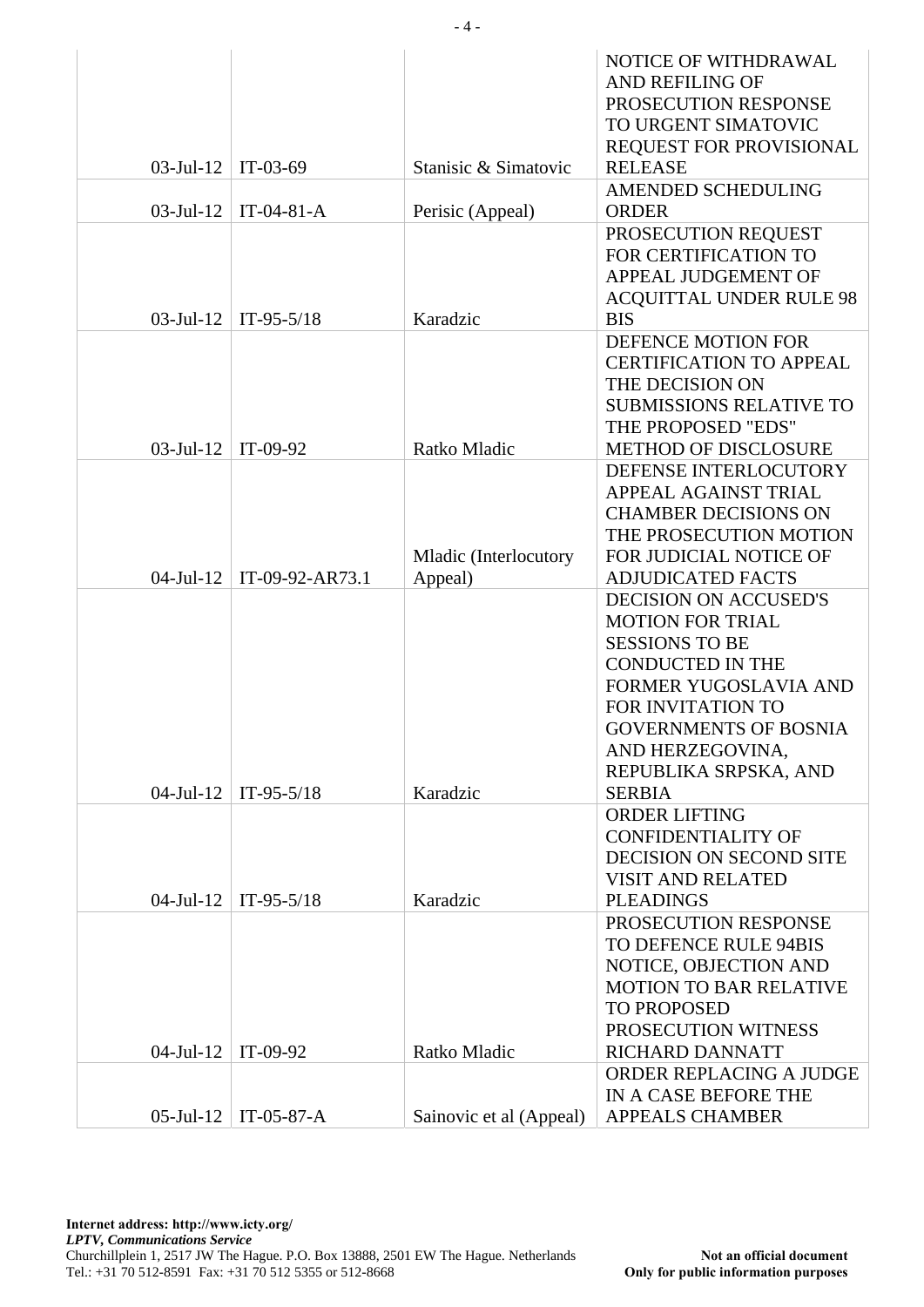| | | | |
|---|---|---|---|
| 03-Jul-12 | IT-03-69 | Stanisic & Simatovic | NOTICE OF WITHDRAWAL AND REFILING OF PROSECUTION RESPONSE TO URGENT SIMATOVIC REQUEST FOR PROVISIONAL RELEASE |
| 03-Jul-12 | IT-04-81-A | Perisic (Appeal) | AMENDED SCHEDULING ORDER |
| 03-Jul-12 | IT-95-5/18 | Karadzic | PROSECUTION REQUEST FOR CERTIFICATION TO APPEAL JUDGEMENT OF ACQUITTAL UNDER RULE 98 BIS |
| 03-Jul-12 | IT-09-92 | Ratko Mladic | DEFENCE MOTION FOR CERTIFICATION TO APPEAL THE DECISION ON SUBMISSIONS RELATIVE TO THE PROPOSED "EDS" METHOD OF DISCLOSURE |
| 04-Jul-12 | IT-09-92-AR73.1 | Mladic (Interlocutory Appeal) | DEFENSE INTERLOCUTORY APPEAL AGAINST TRIAL CHAMBER DECISIONS ON THE PROSECUTION MOTION FOR JUDICIAL NOTICE OF ADJUDICATED FACTS |
| 04-Jul-12 | IT-95-5/18 | Karadzic | DECISION ON ACCUSED'S MOTION FOR TRIAL SESSIONS TO BE CONDUCTED IN THE FORMER YUGOSLAVIA AND FOR INVITATION TO GOVERNMENTS OF BOSNIA AND HERZEGOVINA, REPUBLIKA SRPSKA, AND SERBIA |
| 04-Jul-12 | IT-95-5/18 | Karadzic | ORDER LIFTING CONFIDENTIALITY OF DECISION ON SECOND SITE VISIT AND RELATED PLEADINGS |
| 04-Jul-12 | IT-09-92 | Ratko Mladic | PROSECUTION RESPONSE TO DEFENCE RULE 94BIS NOTICE, OBJECTION AND MOTION TO BAR RELATIVE TO PROPOSED PROSECUTION WITNESS RICHARD DANNATT |
| 05-Jul-12 | IT-05-87-A | Sainovic et al (Appeal) | ORDER REPLACING A JUDGE IN A CASE BEFORE THE APPEALS CHAMBER |

**Internet address: http://www.icty.org/**
***LPTV, Communications Service***
Churchillplein 1, 2517 JW The Hague. P.O. Box 13888, 2501 EW The Hague. Netherlands
Tel.: +31 70 512-8591 Fax: +31 70 512 5355 or 512-8668

**Not an official document**
**Only for public information purposes**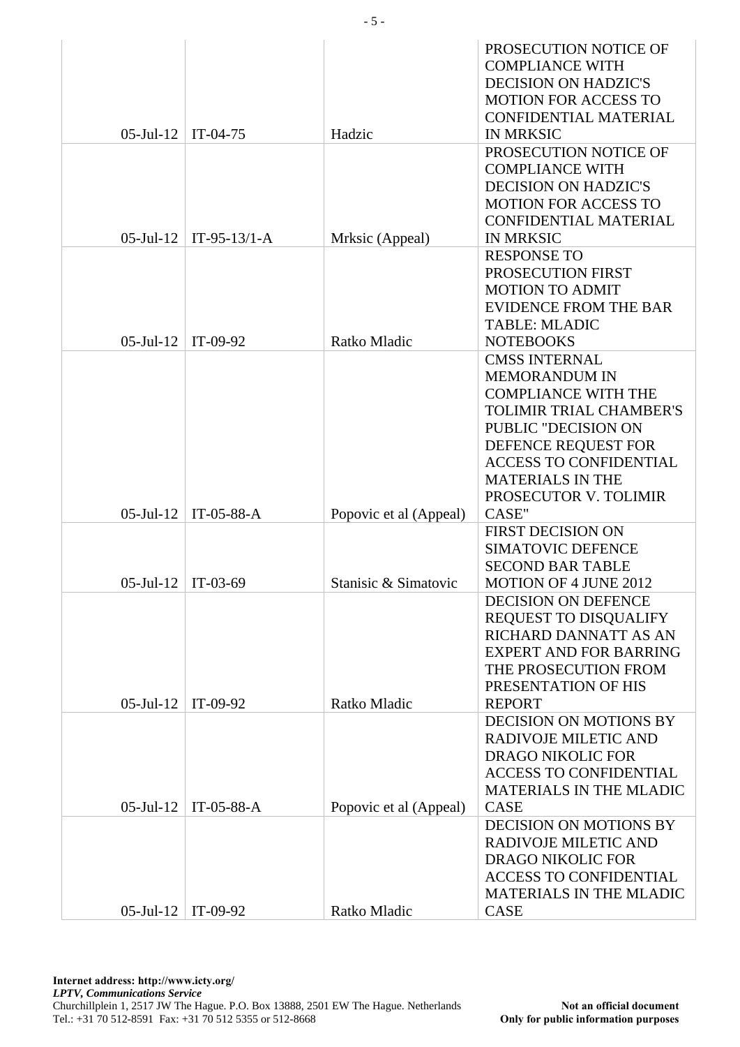| | | | |
|---|---|---|---|
| 05-Jul-12 | IT-04-75 | Hadzic | PROSECUTION NOTICE OF COMPLIANCE WITH DECISION ON HADZIC'S MOTION FOR ACCESS TO CONFIDENTIAL MATERIAL IN MRKSIC |
| 05-Jul-12 | IT-95-13/1-A | Mrksic (Appeal) | PROSECUTION NOTICE OF COMPLIANCE WITH DECISION ON HADZIC'S MOTION FOR ACCESS TO CONFIDENTIAL MATERIAL IN MRKSIC |
| 05-Jul-12 | IT-09-92 | Ratko Mladic | RESPONSE TO PROSECUTION FIRST MOTION TO ADMIT EVIDENCE FROM THE BAR TABLE: MLADIC NOTEBOOKS |
| 05-Jul-12 | IT-05-88-A | Popovic et al (Appeal) | CMSS INTERNAL MEMORANDUM IN COMPLIANCE WITH THE TOLIMIR TRIAL CHAMBER'S PUBLIC "DECISION ON DEFENCE REQUEST FOR ACCESS TO CONFIDENTIAL MATERIALS IN THE PROSECUTOR V. TOLIMIR CASE" |
| 05-Jul-12 | IT-03-69 | Stanisic & Simatovic | FIRST DECISION ON SIMATOVIC DEFENCE SECOND BAR TABLE MOTION OF 4 JUNE 2012 |
| 05-Jul-12 | IT-09-92 | Ratko Mladic | DECISION ON DEFENCE REQUEST TO DISQUALIFY RICHARD DANNATT AS AN EXPERT AND FOR BARRING THE PROSECUTION FROM PRESENTATION OF HIS REPORT |
| 05-Jul-12 | IT-05-88-A | Popovic et al (Appeal) | DECISION ON MOTIONS BY RADIVOJE MILETIC AND DRAGO NIKOLIC FOR ACCESS TO CONFIDENTIAL MATERIALS IN THE MLADIC CASE |
| 05-Jul-12 | IT-09-92 | Ratko Mladic | DECISION ON MOTIONS BY RADIVOJE MILETIC AND DRAGO NIKOLIC FOR ACCESS TO CONFIDENTIAL MATERIALS IN THE MLADIC CASE |

**Internet address: http://www.icty.org/**
***LPTV, Communications Service***
Churchillplein 1, 2517 JW The Hague. P.O. Box 13888, 2501 EW The Hague. Netherlands
Tel.: +31 70 512-8591 Fax: +31 70 512 5355 or 512-8668

**Not an official document**
**Only for public information purposes**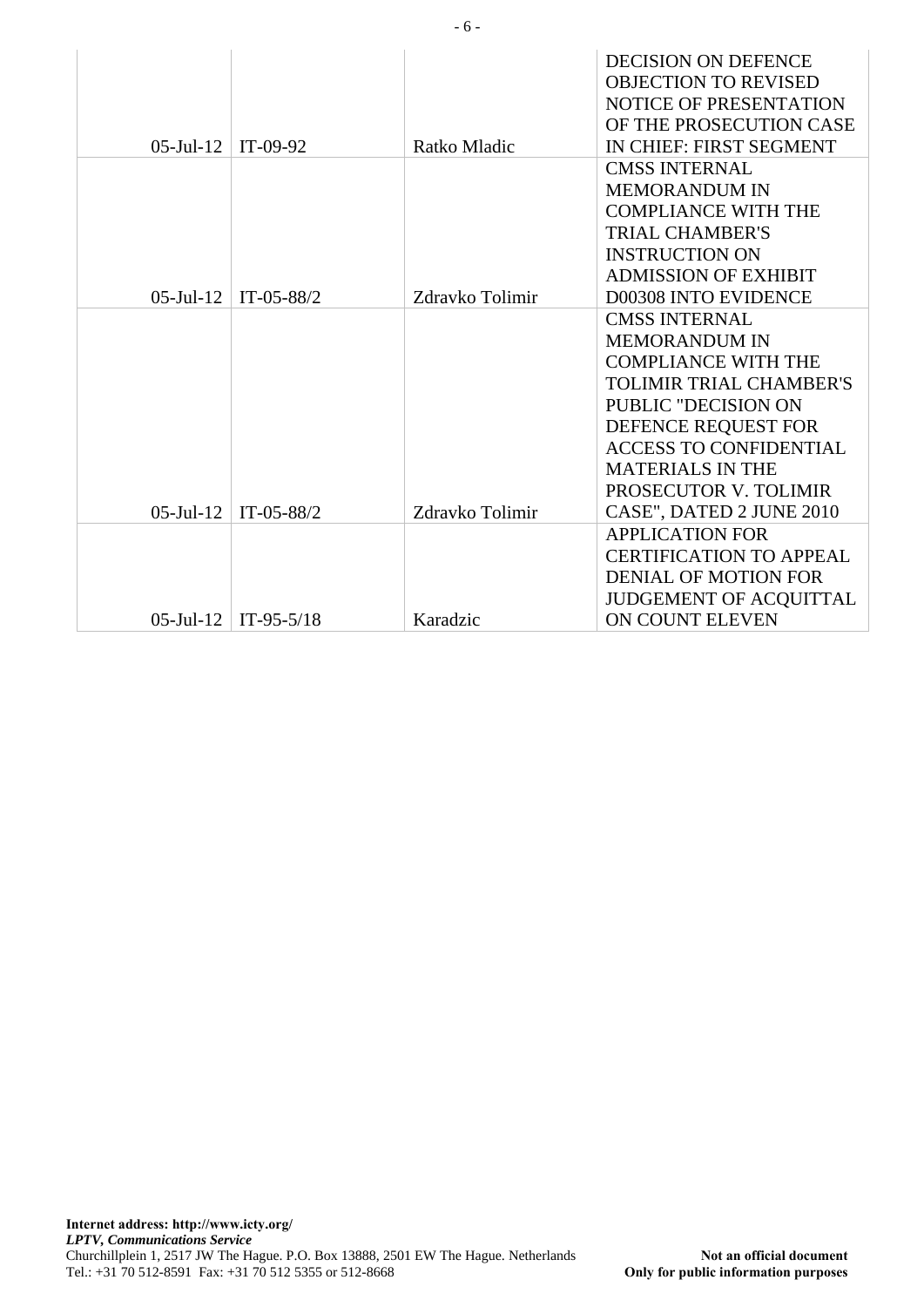| | | | |
|---|---|---|---|
| 05-Jul-12 | IT-09-92 | Ratko Mladic | DECISION ON DEFENCE OBJECTION TO REVISED NOTICE OF PRESENTATION OF THE PROSECUTION CASE IN CHIEF: FIRST SEGMENT |
| 05-Jul-12 | IT-05-88/2 | Zdravko Tolimir | CMSS INTERNAL MEMORANDUM IN COMPLIANCE WITH THE TRIAL CHAMBER'S INSTRUCTION ON ADMISSION OF EXHIBIT D00308 INTO EVIDENCE |
| 05-Jul-12 | IT-05-88/2 | Zdravko Tolimir | CMSS INTERNAL MEMORANDUM IN COMPLIANCE WITH THE TOLIMIR TRIAL CHAMBER'S PUBLIC "DECISION ON DEFENCE REQUEST FOR ACCESS TO CONFIDENTIAL MATERIALS IN THE PROSECUTOR V. TOLIMIR CASE", DATED 2 JUNE 2010 |
| 05-Jul-12 | IT-95-5/18 | Karadzic | APPLICATION FOR CERTIFICATION TO APPEAL DENIAL OF MOTION FOR JUDGEMENT OF ACQUITTAL ON COUNT ELEVEN |

**Internet address: http://www.icty.org/**
***LPTV, Communications Service***
Churchillplein 1, 2517 JW The Hague. P.O. Box 13888, 2501 EW The Hague. Netherlands
Tel.: +31 70 512-8591 Fax: +31 70 512 5355 or 512-8668

**Not an official document**
**Only for public information purposes**